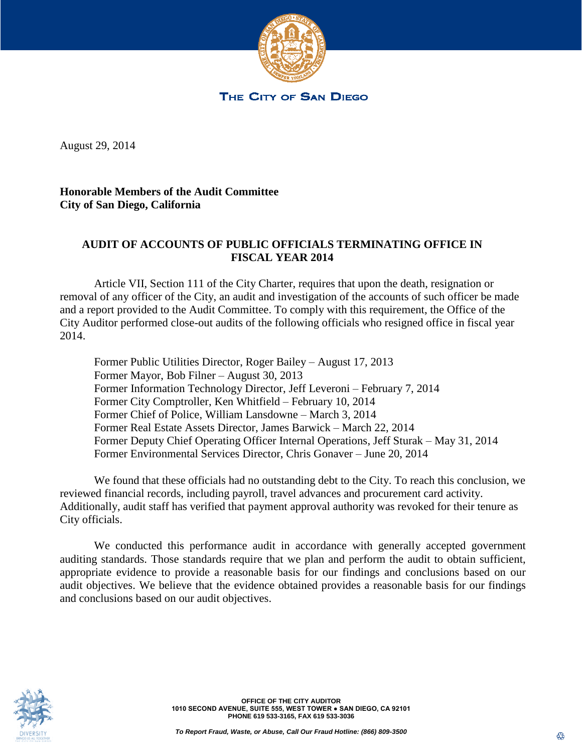THE CITY OF SAN DIEGO

August 29, 2014

**Honorable Members of the Audit Committee**
**City of San Diego, California**

## AUDIT OF ACCOUNTS OF PUBLIC OFFICIALS TERMINATING OFFICE IN FISCAL YEAR 2014

Article VII, Section 111 of the City Charter, requires that upon the death, resignation or removal of any officer of the City, an audit and investigation of the accounts of such officer be made and a report provided to the Audit Committee. To comply with this requirement, the Office of the City Auditor performed close-out audits of the following officials who resigned office in fiscal year 2014.

Former Public Utilities Director, Roger Bailey – August 17, 2013
Former Mayor, Bob Filner – August 30, 2013
Former Information Technology Director, Jeff Leveroni – February 7, 2014
Former City Comptroller, Ken Whitfield – February 10, 2014
Former Chief of Police, William Lansdowne – March 3, 2014
Former Real Estate Assets Director, James Barwick – March 22, 2014
Former Deputy Chief Operating Officer Internal Operations, Jeff Sturak – May 31, 2014
Former Environmental Services Director, Chris Gonaver – June 20, 2014

We found that these officials had no outstanding debt to the City. To reach this conclusion, we reviewed financial records, including payroll, travel advances and procurement card activity. Additionally, audit staff has verified that payment approval authority was revoked for their tenure as City officials.

We conducted this performance audit in accordance with generally accepted government auditing standards. Those standards require that we plan and perform the audit to obtain sufficient, appropriate evidence to provide a reasonable basis for our findings and conclusions based on our audit objectives. We believe that the evidence obtained provides a reasonable basis for our findings and conclusions based on our audit objectives.

OFFICE OF THE CITY AUDITOR
1010 SECOND AVENUE, SUITE 555, WEST TOWER ● SAN DIEGO, CA 92101
PHONE 619 533-3165, FAX 619 533-3036

*To Report Fraud, Waste, or Abuse, Call Our Fraud Hotline: (866) 809-3500*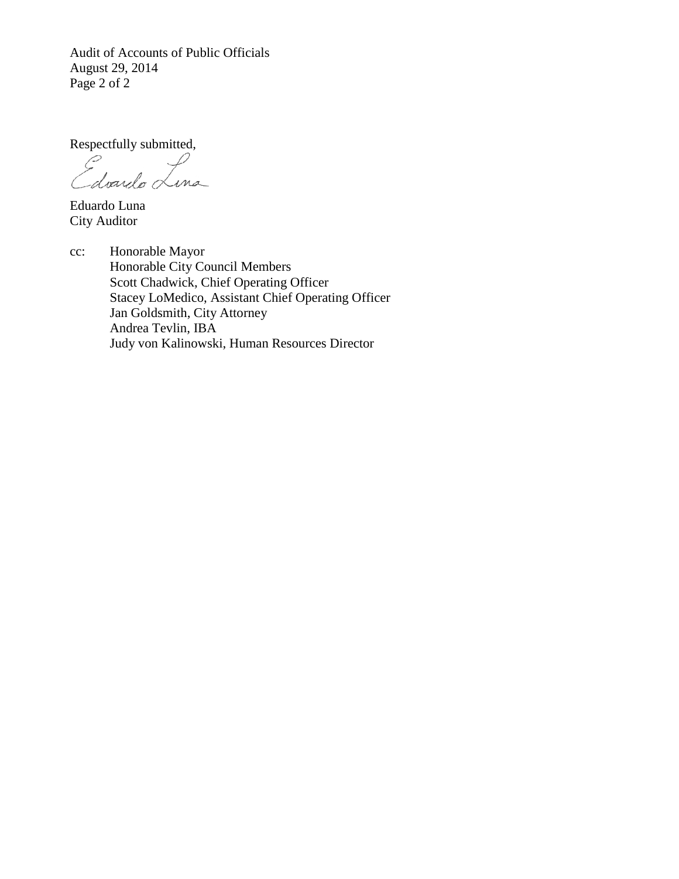Respectfully submitted,

Eduardo Luna
City Auditor

cc: Honorable Mayor
Honorable City Council Members
Scott Chadwick, Chief Operating Officer
Stacey LoMedico, Assistant Chief Operating Officer
Jan Goldsmith, City Attorney
Andrea Tevlin, IBA
Judy von Kalinowski, Human Resources Director